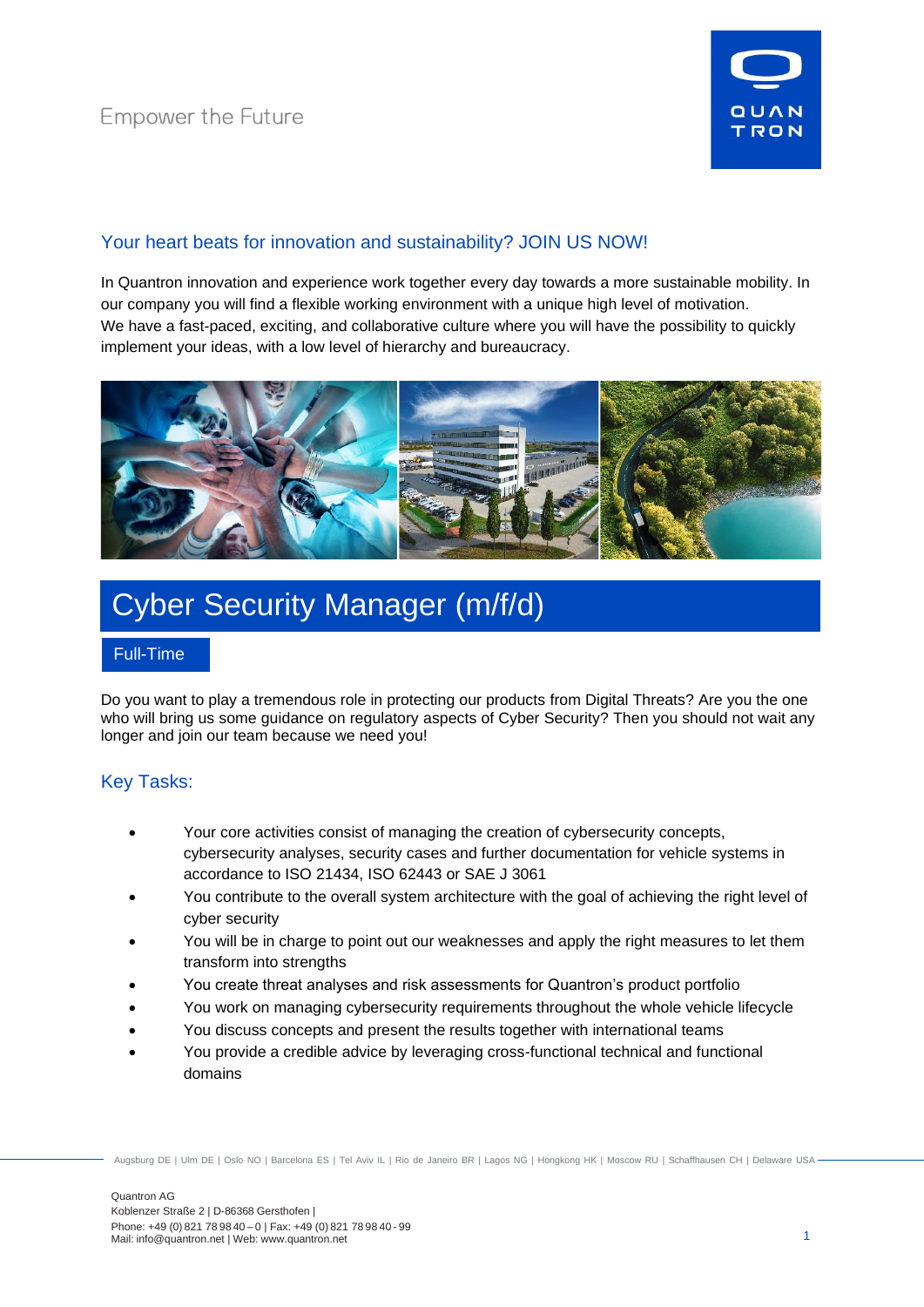Empower the Future

## Your heart beats for innovation and sustainability? JOIN US NOW!

In Quantron innovation and experience work together every day towards a more sustainable mobility. In our company you will find a flexible working environment with a unique high level of motivation. We have a fast-paced, exciting, and collaborative culture where you will have the possibility to quickly implement your ideas, with a low level of hierarchy and bureaucracy.

# Cyber Security Manager (m/f/d)

Full-Time

Do you want to play a tremendous role in protecting our products from Digital Threats? Are you the one who will bring us some guidance on regulatory aspects of Cyber Security? Then you should not wait any longer and join our team because we need you!

## Key Tasks:

- Your core activities consist of managing the creation of cybersecurity concepts, cybersecurity analyses, security cases and further documentation for vehicle systems in accordance to ISO 21434, ISO 62443 or SAE J 3061
- You contribute to the overall system architecture with the goal of achieving the right level of cyber security
- You will be in charge to point out our weaknesses and apply the right measures to let them transform into strengths
- You create threat analyses and risk assessments for Quantron's product portfolio
- You work on managing cybersecurity requirements throughout the whole vehicle lifecycle
- You discuss concepts and present the results together with international teams
- You provide a credible advice by leveraging cross-functional technical and functional domains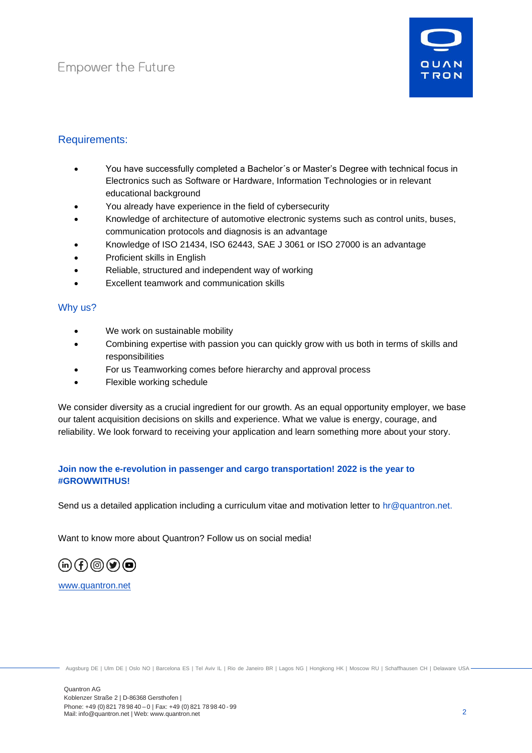## Requirements:

- You have successfully completed a Bachelor´s or Master's Degree with technical focus in Electronics such as Software or Hardware, Information Technologies or in relevant educational background
- You already have experience in the field of cybersecurity
- Knowledge of architecture of automotive electronic systems such as control units, buses, communication protocols and diagnosis is an advantage
- Knowledge of ISO 21434, ISO 62443, SAE J 3061 or ISO 27000 is an advantage
- Proficient skills in English
- Reliable, structured and independent way of working
- Excellent teamwork and communication skills

## Why us?

- We work on sustainable mobility
- Combining expertise with passion you can quickly grow with us both in terms of skills and responsibilities
- For us Teamworking comes before hierarchy and approval process
- Flexible working schedule

We consider diversity as a crucial ingredient for our growth. As an equal opportunity employer, we base our talent acquisition decisions on skills and experience. What we value is energy, courage, and reliability. We look forward to receiving your application and learn something more about your story.

**Join now the e-revolution in passenger and cargo transportation! 2022 is the year to #GROWWITHUS!**

Send us a detailed application including a curriculum vitae and motivation letter to hr@quantron.net.

Want to know more about Quantron? Follow us on social media!

www.quantron.net

Augsburg DE | Ulm DE | Oslo NO | Barcelona ES | Tel Aviv IL | Rio de Janeiro BR | Lagos NG | Hongkong HK | Moscow RU | Schaffhausen CH | Delaware USA

Quantron AG
Koblenzer Straße 2 | D-86368 Gersthofen |
Phone: +49 (0) 821 78 98 40 – 0 | Fax: +49 (0) 821 78 98 40 - 99
Mail: info@quantron.net | Web: www.quantron.net